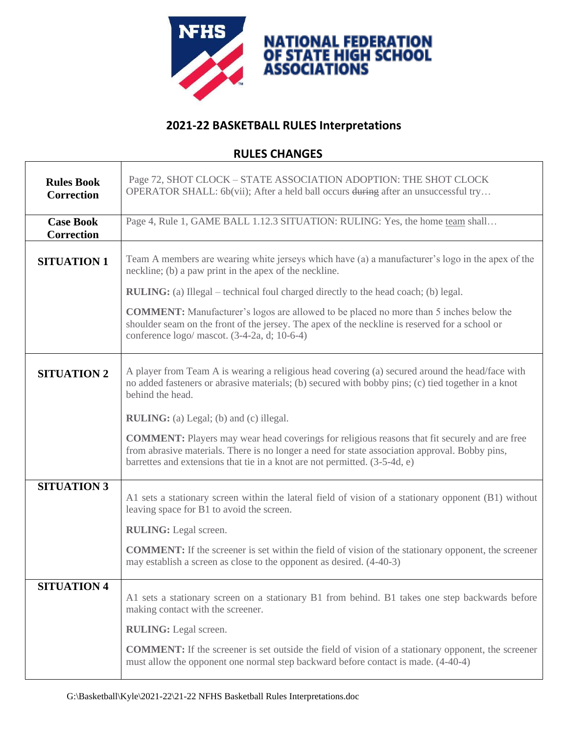NATIONAL FEDERATION OF STATE HIGH SCHOOL ASSOCIATIONS

# 2021-22 BASKETBALL RULES Interpretations

## RULES CHANGES

| | |
|---|---|
| **Rules Book Correction** | Page 72, SHOT CLOCK – STATE ASSOCIATION ADOPTION: THE SHOT CLOCK OPERATOR SHALL: 6b(vii); After a held ball occurs ~~during~~ after an unsuccessful try… |
| **Case Book Correction** | Page 4, Rule 1, GAME BALL 1.12.3 SITUATION: RULING: Yes, the home <u>team</u> shall… |
| **SITUATION 1** | Team A members are wearing white jerseys which have (a) a manufacturer's logo in the apex of the neckline; (b) a paw print in the apex of the neckline.<br><br>**RULING:** (a) Illegal – technical foul charged directly to the head coach; (b) legal.<br><br>**COMMENT:** Manufacturer's logos are allowed to be placed no more than 5 inches below the shoulder seam on the front of the jersey. The apex of the neckline is reserved for a school or conference logo/ mascot. (3-4-2a, d; 10-6-4) |
| **SITUATION 2** | A player from Team A is wearing a religious head covering (a) secured around the head/face with no added fasteners or abrasive materials; (b) secured with bobby pins; (c) tied together in a knot behind the head.<br><br>**RULING:** (a) Legal; (b) and (c) illegal.<br><br>**COMMENT:** Players may wear head coverings for religious reasons that fit securely and are free from abrasive materials. There is no longer a need for state association approval. Bobby pins, barrettes and extensions that tie in a knot are not permitted. (3-5-4d, e) |
| **SITUATION 3** | A1 sets a stationary screen within the lateral field of vision of a stationary opponent (B1) without leaving space for B1 to avoid the screen.<br><br>**RULING:** Legal screen.<br><br>**COMMENT:** If the screener is set within the field of vision of the stationary opponent, the screener may establish a screen as close to the opponent as desired. (4-40-3) |
| **SITUATION 4** | A1 sets a stationary screen on a stationary B1 from behind. B1 takes one step backwards before making contact with the screener.<br><br>**RULING:** Legal screen.<br><br>**COMMENT:** If the screener is set outside the field of vision of a stationary opponent, the screener must allow the opponent one normal step backward before contact is made. (4-40-4) |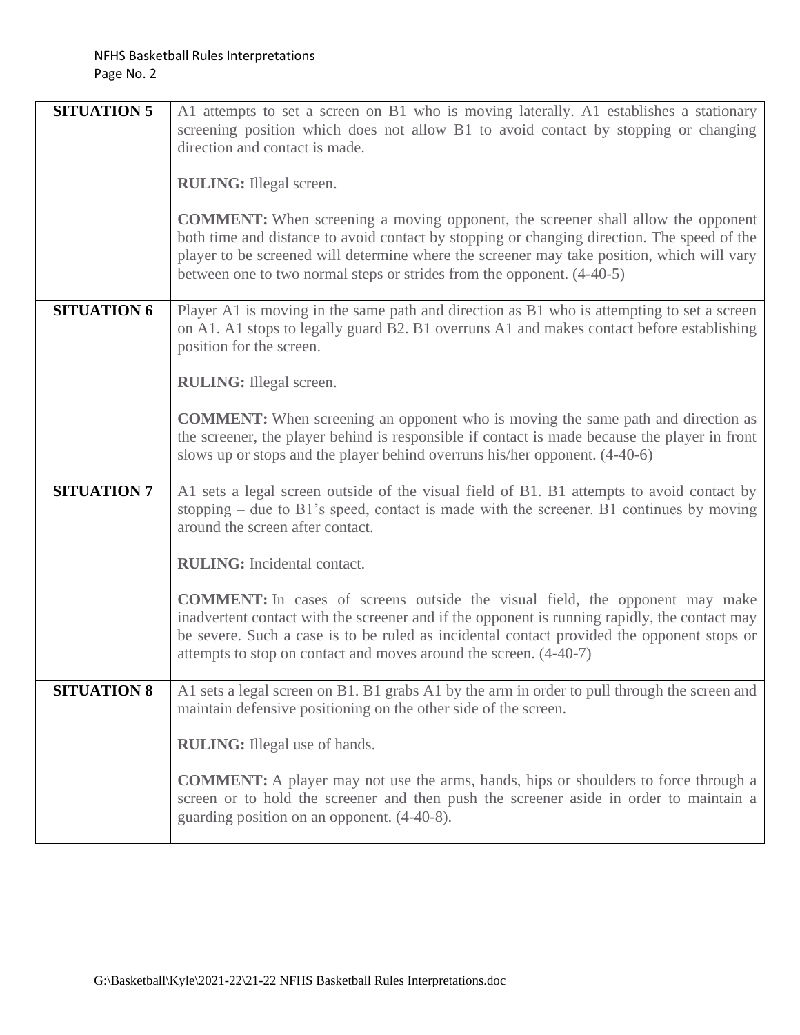| | |
|---|---|
| **SITUATION 5** | A1 attempts to set a screen on B1 who is moving laterally. A1 establishes a stationary screening position which does not allow B1 to avoid contact by stopping or changing direction and contact is made.<br><br>**RULING:** Illegal screen.<br><br>**COMMENT:** When screening a moving opponent, the screener shall allow the opponent both time and distance to avoid contact by stopping or changing direction. The speed of the player to be screened will determine where the screener may take position, which will vary between one to two normal steps or strides from the opponent. (4-40-5) |
| **SITUATION 6** | Player A1 is moving in the same path and direction as B1 who is attempting to set a screen on A1. A1 stops to legally guard B2. B1 overruns A1 and makes contact before establishing position for the screen.<br><br>**RULING:** Illegal screen.<br><br>**COMMENT:** When screening an opponent who is moving the same path and direction as the screener, the player behind is responsible if contact is made because the player in front slows up or stops and the player behind overruns his/her opponent. (4-40-6) |
| **SITUATION 7** | A1 sets a legal screen outside of the visual field of B1. B1 attempts to avoid contact by stopping – due to B1's speed, contact is made with the screener. B1 continues by moving around the screen after contact.<br><br>**RULING:** Incidental contact.<br><br>**COMMENT:** In cases of screens outside the visual field, the opponent may make inadvertent contact with the screener and if the opponent is running rapidly, the contact may be severe. Such a case is to be ruled as incidental contact provided the opponent stops or attempts to stop on contact and moves around the screen. (4-40-7) |
| **SITUATION 8** | A1 sets a legal screen on B1. B1 grabs A1 by the arm in order to pull through the screen and maintain defensive positioning on the other side of the screen.<br><br>**RULING:** Illegal use of hands.<br><br>**COMMENT:** A player may not use the arms, hands, hips or shoulders to force through a screen or to hold the screener and then push the screener aside in order to maintain a guarding position on an opponent. (4-40-8). |